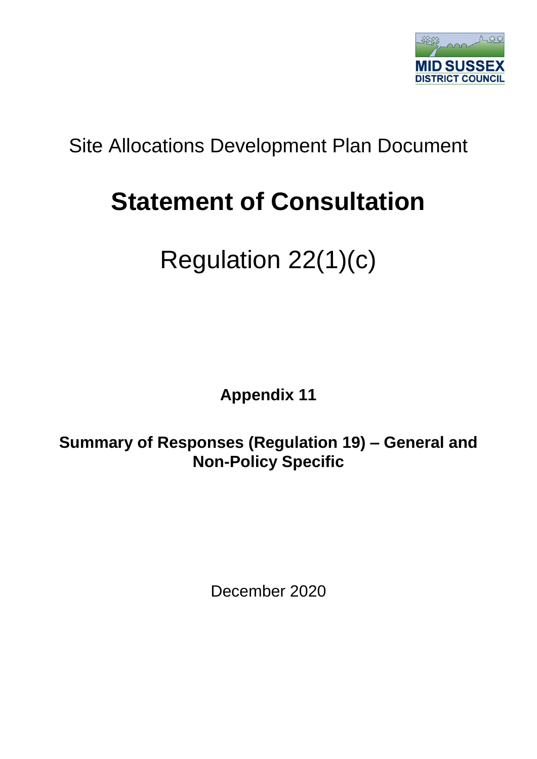MID SUSSEX DISTRICT COUNCIL

Site Allocations Development Plan Document

# Statement of Consultation

## Regulation 22(1)(c)

**Appendix 11**

**Summary of Responses (Regulation 19) – General and Non-Policy Specific**

December 2020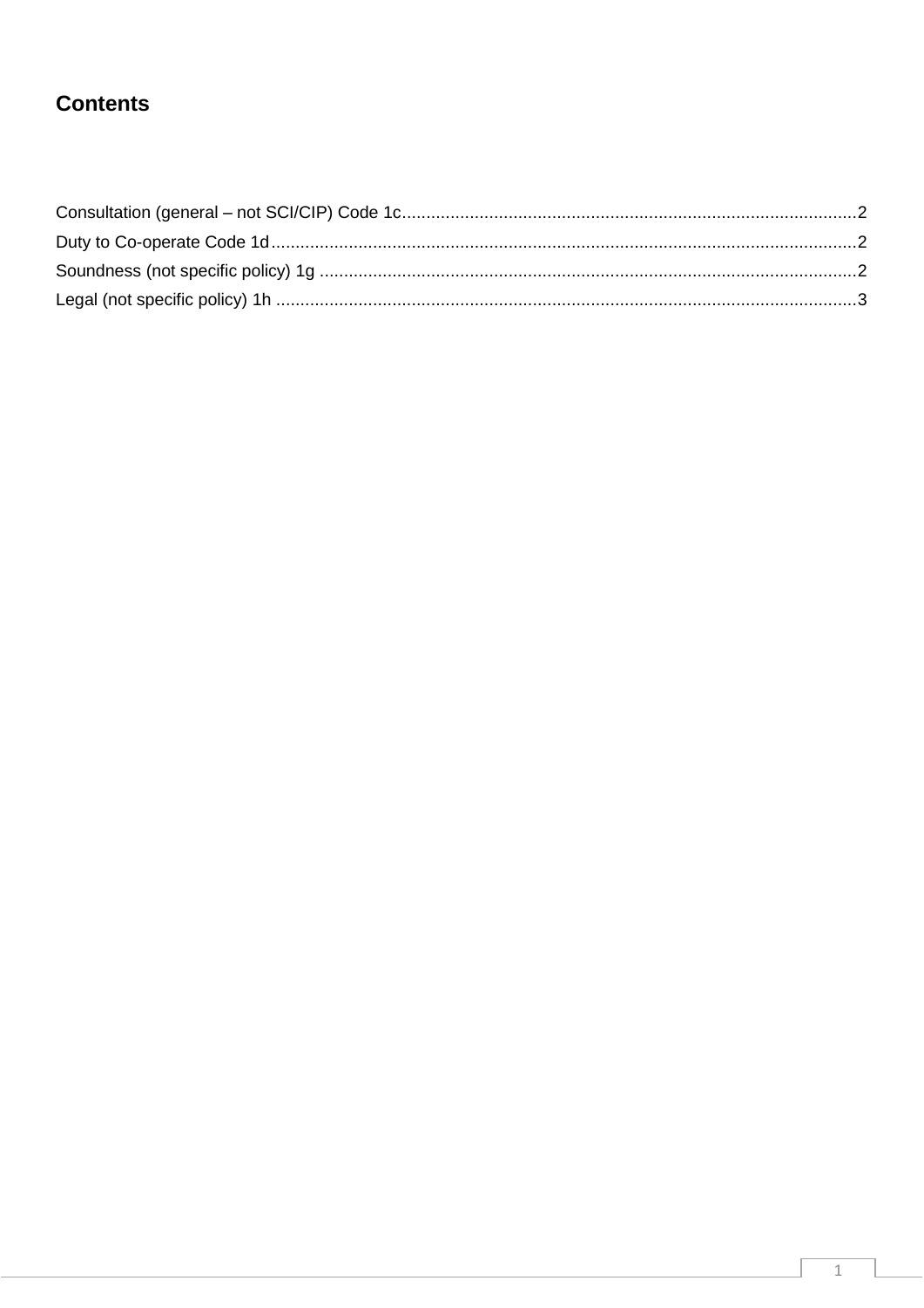## Contents

Consultation (general – not SCI/CIP) Code 1c............................................................................................2

Duty to Co-operate Code 1d........................................................................................................................2

Soundness (not specific policy) 1g ..............................................................................................................2

Legal (not specific policy) 1h .......................................................................................................................3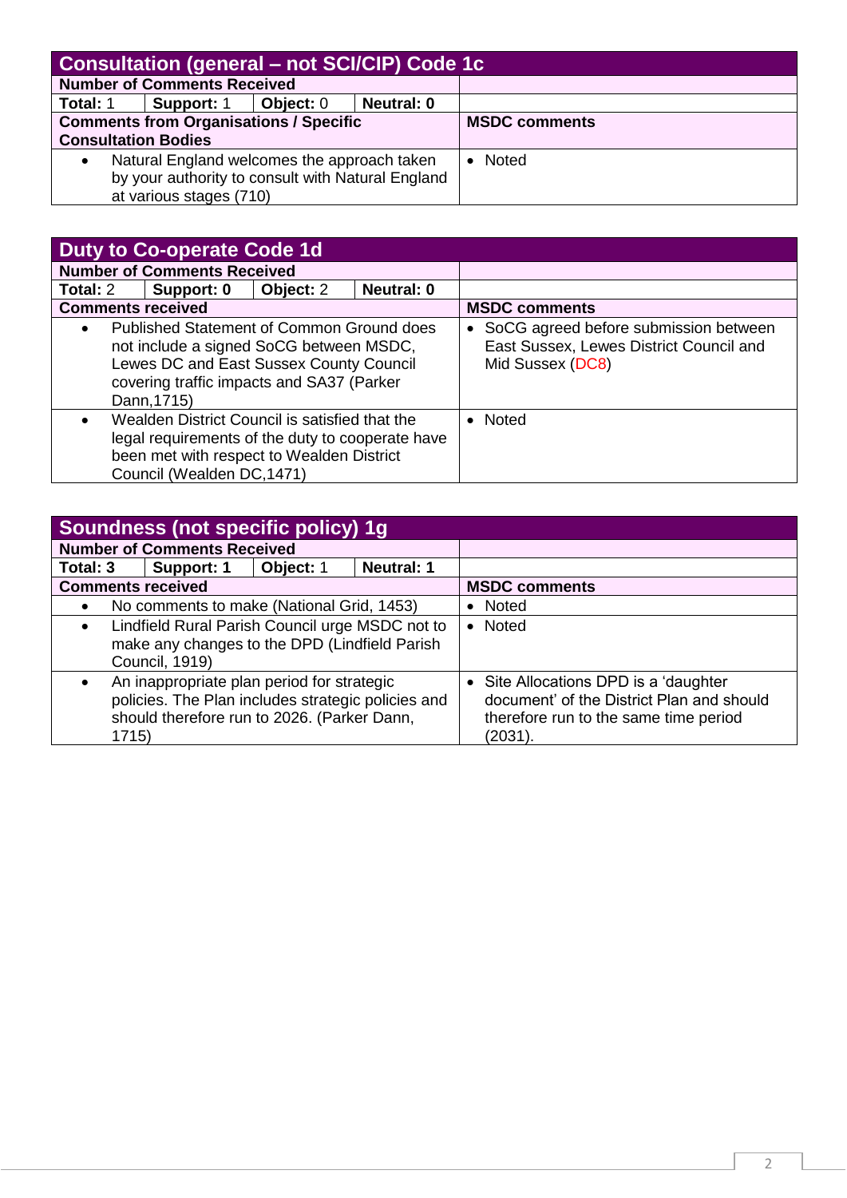| Consultation (general – not SCI/CIP) Code 1c | | | | |
|---|---|---|---|---|
| **Number of Comments Received** | | | | |
| **Total:** 1 | **Support:** 1 | **Object:** 0 | **Neutral: 0** | |
| **Comments from Organisations / Specific Consultation Bodies** | | | | **MSDC comments** |
| • Natural England welcomes the approach taken by your authority to consult with Natural England at various stages (710) | | | | • Noted |

| Duty to Co-operate Code 1d | | | | |
|---|---|---|---|---|
| **Number of Comments Received** | | | | |
| **Total:** 2 | **Support: 0** | **Object:** 2 | **Neutral: 0** | |
| **Comments received** | | | | **MSDC comments** |
| • Published Statement of Common Ground does not include a signed SoCG between MSDC, Lewes DC and East Sussex County Council covering traffic impacts and SA37 (Parker Dann,1715) | | | | • SoCG agreed before submission between East Sussex, Lewes District Council and Mid Sussex (DC8) |
| • Wealden District Council is satisfied that the legal requirements of the duty to cooperate have been met with respect to Wealden District Council (Wealden DC,1471) | | | | • Noted |

| Soundness (not specific policy) 1g | | | | |
|---|---|---|---|---|
| **Number of Comments Received** | | | | |
| **Total: 3** | **Support: 1** | **Object:** 1 | **Neutral: 1** | |
| **Comments received** | | | | **MSDC comments** |
| • No comments to make (National Grid, 1453) | | | | • Noted |
| • Lindfield Rural Parish Council urge MSDC not to make any changes to the DPD (Lindfield Parish Council, 1919) | | | | • Noted |
| • An inappropriate plan period for strategic policies. The Plan includes strategic policies and should therefore run to 2026. (Parker Dann, 1715) | | | | • Site Allocations DPD is a 'daughter document' of the District Plan and should therefore run to the same time period (2031). |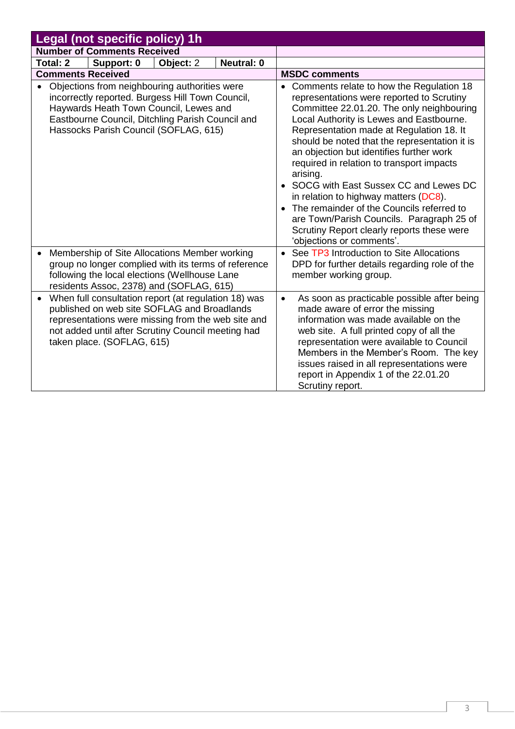| Legal (not specific policy) 1h | | | | |
|---|---|---|---|---|
| **Number of Comments Received** | | | | |
| **Total: 2** | **Support: 0** | **Object:** 2 | **Neutral: 0** | |
| **Comments Received** | | | | **MSDC comments** |
| • Objections from neighbouring authorities were incorrectly reported. Burgess Hill Town Council, Haywards Heath Town Council, Lewes and Eastbourne Council, Ditchling Parish Council and Hassocks Parish Council (SOFLAG, 615) | | | | • Comments relate to how the Regulation 18 representations were reported to Scrutiny Committee 22.01.20. The only neighbouring Local Authority is Lewes and Eastbourne. Representation made at Regulation 18. It should be noted that the representation it is an objection but identifies further work required in relation to transport impacts arising.<br>• SOCG with East Sussex CC and Lewes DC in relation to highway matters (DC8).<br>• The remainder of the Councils referred to are Town/Parish Councils. Paragraph 25 of Scrutiny Report clearly reports these were 'objections or comments'. |
| • Membership of Site Allocations Member working group no longer complied with its terms of reference following the local elections (Wellhouse Lane residents Assoc, 2378) and (SOFLAG, 615) | | | | • See TP3 Introduction to Site Allocations DPD for further details regarding role of the member working group. |
| • When full consultation report (at regulation 18) was published on web site SOFLAG and Broadlands representations were missing from the web site and not added until after Scrutiny Council meeting had taken place. (SOFLAG, 615) | | | | • As soon as practicable possible after being made aware of error the missing information was made available on the web site. A full printed copy of all the representation were available to Council Members in the Member's Room. The key issues raised in all representations were report in Appendix 1 of the 22.01.20 Scrutiny report. |